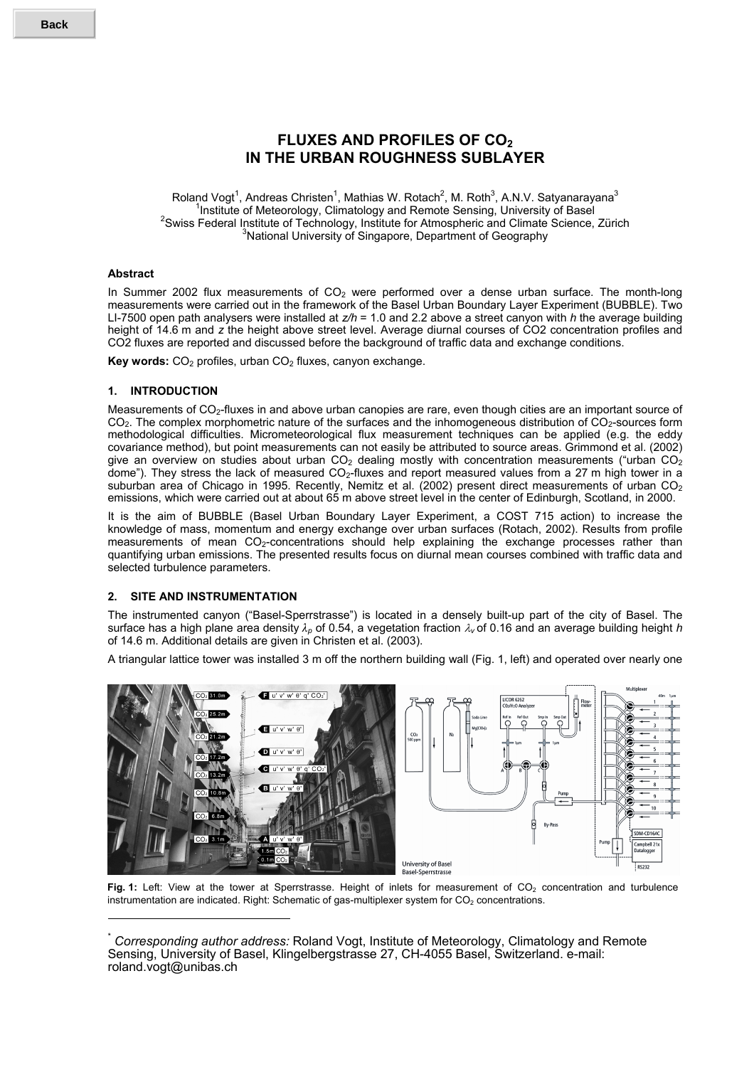# FLUXES AND PROFILES OF $CO_2$ IN THE URBAN ROUGHNESS SUBLAYER

Roland Vogt[1], Andreas Christen[1], Mathias W. Rotach[2], M. Roth[3], A.N.V. Satyanarayana[3]
[1]Institute of Meteorology, Climatology and Remote Sensing, University of Basel
[2]Swiss Federal Institute of Technology, Institute for Atmospheric and Climate Science, Zürich
[3]National University of Singapore, Department of Geography

### Abstract

In Summer 2002 flux measurements of $CO_2$ were performed over a dense urban surface. The month-long measurements were carried out in the framework of the Basel Urban Boundary Layer Experiment (BUBBLE). Two LI-7500 open path analysers were installed at $z/h$ = 1.0 and 2.2 above a street canyon with $h$ the average building height of 14.6 m and $z$ the height above street level. Average diurnal courses of CO2 concentration profiles and CO2 fluxes are reported and discussed before the background of traffic data and exchange conditions.

**Key words:** $CO_2$ profiles, urban $CO_2$ fluxes, canyon exchange.

## 1. INTRODUCTION

Measurements of $CO_2$-fluxes in and above urban canopies are rare, even though cities are an important source of $CO_2$. The complex morphometric nature of the surfaces and the inhomogeneous distribution of $CO_2$-sources form methodological difficulties. Micrometeorological flux measurement techniques can be applied (e.g. the eddy covariance method), but point measurements can not easily be attributed to source areas. Grimmond et al. (2002) give an overview on studies about urban $CO_2$ dealing mostly with concentration measurements ("urban $CO_2$ dome"). They stress the lack of measured $CO_2$-fluxes and report measured values from a 27 m high tower in a suburban area of Chicago in 1995. Recently, Nemitz et al. (2002) present direct measurements of urban $CO_2$ emissions, which were carried out at about 65 m above street level in the center of Edinburgh, Scotland, in 2000.

It is the aim of BUBBLE (Basel Urban Boundary Layer Experiment, a COST 715 action) to increase the knowledge of mass, momentum and energy exchange over urban surfaces (Rotach, 2002). Results from profile measurements of mean $CO_2$-concentrations should help explaining the exchange processes rather than quantifying urban emissions. The presented results focus on diurnal mean courses combined with traffic data and selected turbulence parameters.

## 2. SITE AND INSTRUMENTATION

The instrumented canyon ("Basel-Sperrstrasse") is located in a densely built-up part of the city of Basel. The surface has a high plane area density $\lambda_p$ of 0.54, a vegetation fraction $\lambda_v$ of 0.16 and an average building height $h$ of 14.6 m. Additional details are given in Christen et al. (2003).

A triangular lattice tower was installed 3 m off the northern building wall (Fig. 1, left) and operated over nearly one

**Fig. 1:** Left: View at the tower at Sperrstrasse. Height of inlets for measurement of $CO_2$ concentration and turbulence instrumentation are indicated. Right: Schematic of gas-multiplexer system for $CO_2$ concentrations.

---

* *Corresponding author address:* Roland Vogt, Institute of Meteorology, Climatology and Remote Sensing, University of Basel, Klingelbergstrasse 27, CH-4055 Basel, Switzerland. e-mail: roland.vogt@unibas.ch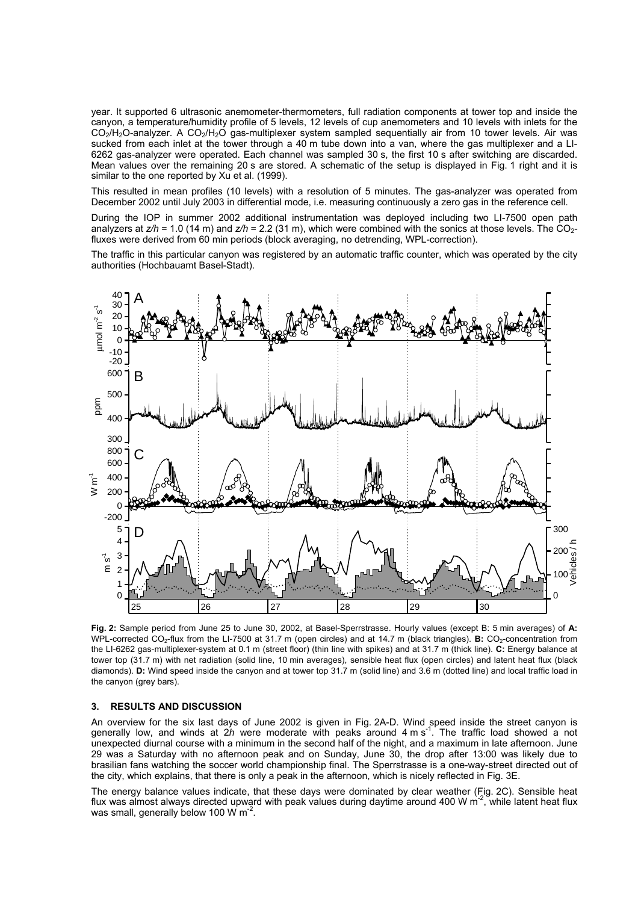year. It supported 6 ultrasonic anemometer-thermometers, full radiation components at tower top and inside the canyon, a temperature/humidity profile of 5 levels, 12 levels of cup anemometers and 10 levels with inlets for the $CO_2$/$H_2O$-analyzer. A $CO_2$/$H_2O$ gas-multiplexer system sampled sequentially air from 10 tower levels. Air was sucked from each inlet at the tower through a 40 m tube down into a van, where the gas multiplexer and a LI-6262 gas-analyzer were operated. Each channel was sampled 30 s, the first 10 s after switching are discarded. Mean values over the remaining 20 s are stored. A schematic of the setup is displayed in Fig. 1 right and it is similar to the one reported by Xu et al. (1999).

This resulted in mean profiles (10 levels) with a resolution of 5 minutes. The gas-analyzer was operated from December 2002 until July 2003 in differential mode, i.e. measuring continuously a zero gas in the reference cell.

During the IOP in summer 2002 additional instrumentation was deployed including two LI-7500 open path analyzers at $z/h$ = 1.0 (14 m) and $z/h$ = 2.2 (31 m), which were combined with the sonics at those levels. The $CO_2$-fluxes were derived from 60 min periods (block averaging, no detrending, WPL-correction).

The traffic in this particular canyon was registered by an automatic traffic counter, which was operated by the city authorities (Hochbauamt Basel-Stadt).

**Fig. 2:** Sample period from June 25 to June 30, 2002, at Basel-Sperrstrasse. Hourly values (except B: 5 min averages) of **A:** WPL-corrected $CO_2$-flux from the LI-7500 at 31.7 m (open circles) and at 14.7 m (black triangles). **B:** $CO_2$-concentration from the LI-6262 gas-multiplexer-system at 0.1 m (street floor) (thin line with spikes) and at 31.7 m (thick line). **C:** Energy balance at tower top (31.7 m) with net radiation (solid line, 10 min averages), sensible heat flux (open circles) and latent heat flux (black diamonds). **D:** Wind speed inside the canyon and at tower top 31.7 m (solid line) and 3.6 m (dotted line) and local traffic load in the canyon (grey bars).

## 3. RESULTS AND DISCUSSION

An overview for the six last days of June 2002 is given in Fig. 2A-D. Wind speed inside the street canyon is generally low, and winds at 2$h$ were moderate with peaks around 4 m s$^{-1}$. The traffic load showed a not unexpected diurnal course with a minimum in the second half of the night, and a maximum in late afternoon. June 29 was a Saturday with no afternoon peak and on Sunday, June 30, the drop after 13:00 was likely due to brasilian fans watching the soccer world championship final. The Sperrstrasse is a one-way-street directed out of the city, which explains, that there is only a peak in the afternoon, which is nicely reflected in Fig. 3E.

The energy balance values indicate, that these days were dominated by clear weather (Fig. 2C). Sensible heat flux was almost always directed upward with peak values during daytime around 400 W m$^{-2}$, while latent heat flux was small, generally below 100 W m$^{-2}$.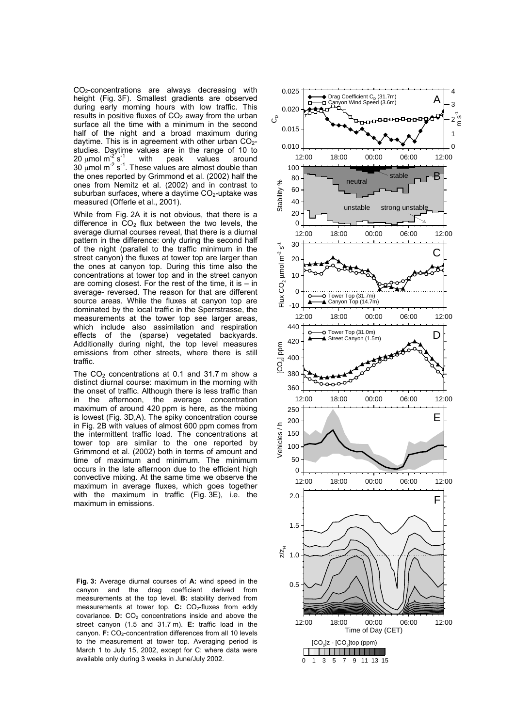$CO_2$-concentrations are always decreasing with height (Fig. 3F). Smallest gradients are observed during early morning hours with low traffic. This results in positive fluxes of $CO_2$ away from the urban surface all the time with a minimum in the second half of the night and a broad maximum during daytime. This is in agreement with other urban $CO_2$-studies. Daytime values are in the range of 10 to 20 $\mu$mol m$^{-2}$ s$^{-1}$ with peak values around 30 $\mu$mol m$^{-2}$ s$^{-1}$. These values are almost double than the ones reported by Grimmond et al. (2002) half the ones from Nemitz et al. (2002) and in contrast to suburban surfaces, where a daytime $CO_2$-uptake was measured (Offerle et al., 2001).

While from Fig. 2A it is not obvious, that there is a difference in $CO_2$ flux between the two levels, the average diurnal courses reveal, that there is a diurnal pattern in the difference: only during the second half of the night (parallel to the traffic minimum in the street canyon) the fluxes at tower top are larger than the ones at canyon top. During this time also the concentrations at tower top and in the street canyon are coming closest. For the rest of the time, it is – in average- reversed. The reason for that are different source areas. While the fluxes at canyon top are dominated by the local traffic in the Sperrstrasse, the measurements at the tower top see larger areas, which include also assimilation and respiration effects of the (sparse) vegetated backyards. Additionally during night, the top level measures emissions from other streets, where there is still traffic.

The $CO_2$ concentrations at 0.1 and 31.7 m show a distinct diurnal course: maximum in the morning with the onset of traffic. Although there is less traffic than in the afternoon, the average concentration maximum of around 420 ppm is here, as the mixing is lowest (Fig. 3D,A). The spiky concentration course in Fig. 2B with values of almost 600 ppm comes from the intermittent traffic load. The concentrations at tower top are similar to the one reported by Grimmond et al. (2002) both in terms of amount and time of maximum and minimum. The minimum occurs in the late afternoon due to the efficient high convective mixing. At the same time we observe the maximum in average fluxes, which goes together with the maximum in traffic (Fig. 3E), i.e. the maximum in emissions.

**Fig. 3:** Average diurnal courses of **A:** wind speed in the canyon and the drag coefficient derived from measurements at the top level. **B:** stability derived from measurements at tower top. **C:** $CO_2$-fluxes from eddy covariance. **D:** $CO_2$ concentrations inside and above the street canyon (1.5 and 31.7 m). **E:** traffic load in the canyon. **F:** $CO_2$-concentration differences from all 10 levels to the measurement at tower top. Averaging period is March 1 to July 15, 2002, except for C: where data were available only during 3 weeks in June/July 2002.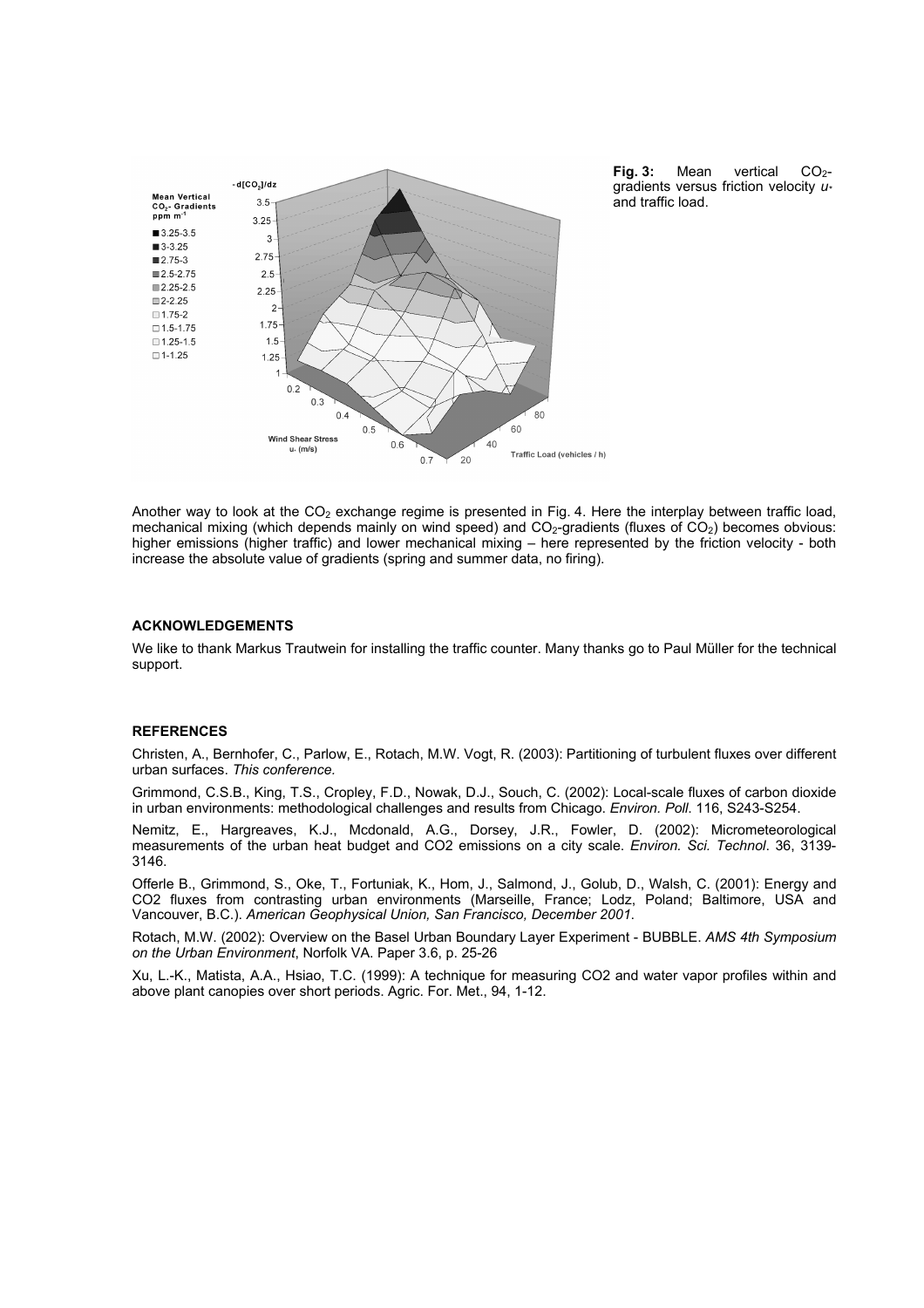-d[CO$_2$]/dz

Mean Vertical CO$_2$- Gradients ppm m$^{-1}$

3.25-3.5
3-3.25
2.75-3
2.5-2.75
2.25-2.5
2-2.25
1.75-2
1.5-1.75
1.25-1.5
1-1.25

3.5
3.25
3
2.75
2.5
2.25
2
1.75
1.5
1.25
1

0.2
0.3
0.4
0.5
0.6
0.7

Wind Shear Stress
$u_*$ (m/s)

20
40
60
80

Traffic Load (vehicles / h)

**Fig. 3:** Mean vertical $CO_2$-gradients versus friction velocity $u_*$ and traffic load.

Another way to look at the $CO_2$ exchange regime is presented in Fig. 4. Here the interplay between traffic load, mechanical mixing (which depends mainly on wind speed) and $CO_2$-gradients (fluxes of $CO_2$) becomes obvious: higher emissions (higher traffic) and lower mechanical mixing – here represented by the friction velocity - both increase the absolute value of gradients (spring and summer data, no firing).

### ACKNOWLEDGEMENTS

We like to thank Markus Trautwein for installing the traffic counter. Many thanks go to Paul Müller for the technical support.

### REFERENCES

Christen, A., Bernhofer, C., Parlow, E., Rotach, M.W. Vogt, R. (2003): Partitioning of turbulent fluxes over different urban surfaces. *This conference.*

Grimmond, C.S.B., King, T.S., Cropley, F.D., Nowak, D.J., Souch, C. (2002): Local-scale fluxes of carbon dioxide in urban environments: methodological challenges and results from Chicago. *Environ. Poll.* 116, S243-S254.

Nemitz, E., Hargreaves, K.J., Mcdonald, A.G., Dorsey, J.R., Fowler, D. (2002): Micrometeorological measurements of the urban heat budget and CO2 emissions on a city scale. *Environ. Sci. Technol*. 36, 3139-3146.

Offerle B., Grimmond, S., Oke, T., Fortuniak, K., Hom, J., Salmond, J., Golub, D., Walsh, C. (2001): Energy and CO2 fluxes from contrasting urban environments (Marseille, France; Lodz, Poland; Baltimore, USA and Vancouver, B.C.). *American Geophysical Union, San Francisco, December 2001*.

Rotach, M.W. (2002): Overview on the Basel Urban Boundary Layer Experiment - BUBBLE. *AMS 4th Symposium on the Urban Environment*, Norfolk VA. Paper 3.6, p. 25-26

Xu, L.-K., Matista, A.A., Hsiao, T.C. (1999): A technique for measuring CO2 and water vapor profiles within and above plant canopies over short periods. Agric. For. Met., 94, 1-12.